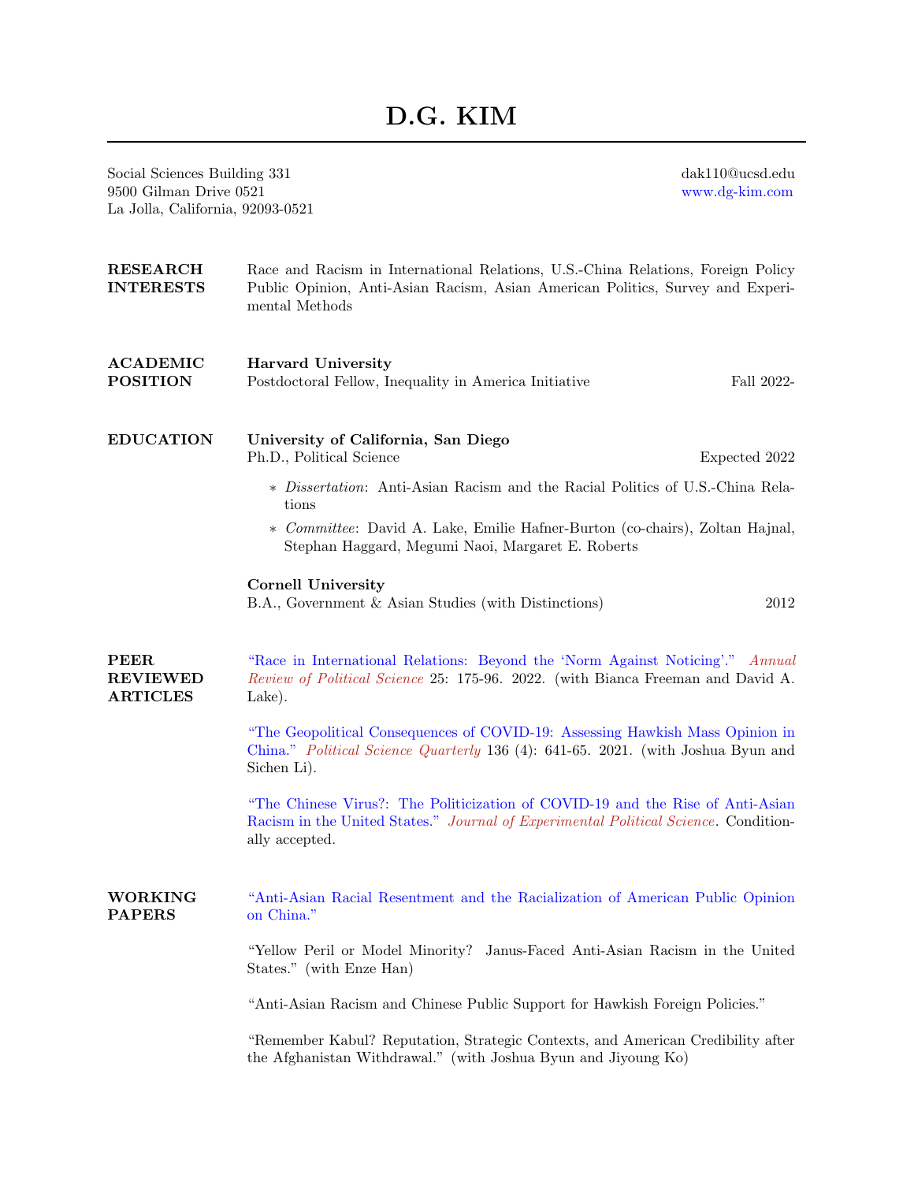# D.G. KIM

Social Sciences Building 331
9500 Gilman Drive 0521
La Jolla, California, 92093-0521

dak110@ucsd.edu
www.dg-kim.com

## RESEARCH INTERESTS

Race and Racism in International Relations, U.S.-China Relations, Foreign Policy Public Opinion, Anti-Asian Racism, Asian American Politics, Survey and Experimental Methods

## ACADEMIC POSITION

**Harvard University**
Postdoctoral Fellow, Inequality in America Initiative — Fall 2022-

## EDUCATION

**University of California, San Diego**
Ph.D., Political Science — Expected 2022

- *Dissertation*: Anti-Asian Racism and the Racial Politics of U.S.-China Relations
- *Committee*: David A. Lake, Emilie Hafner-Burton (co-chairs), Zoltan Hajnal, Stephan Haggard, Megumi Naoi, Margaret E. Roberts

**Cornell University**
B.A., Government & Asian Studies (with Distinctions) — 2012

## PEER REVIEWED ARTICLES

"Race in International Relations: Beyond the 'Norm Against Noticing'." *Annual Review of Political Science* 25: 175-96. 2022. (with Bianca Freeman and David A. Lake).

"The Geopolitical Consequences of COVID-19: Assessing Hawkish Mass Opinion in China." *Political Science Quarterly* 136 (4): 641-65. 2021. (with Joshua Byun and Sichen Li).

"The Chinese Virus?: The Politicization of COVID-19 and the Rise of Anti-Asian Racism in the United States." *Journal of Experimental Political Science*. Conditionally accepted.

## WORKING PAPERS

"Anti-Asian Racial Resentment and the Racialization of American Public Opinion on China."

"Yellow Peril or Model Minority? Janus-Faced Anti-Asian Racism in the United States." (with Enze Han)

"Anti-Asian Racism and Chinese Public Support for Hawkish Foreign Policies."

"Remember Kabul? Reputation, Strategic Contexts, and American Credibility after the Afghanistan Withdrawal." (with Joshua Byun and Jiyoung Ko)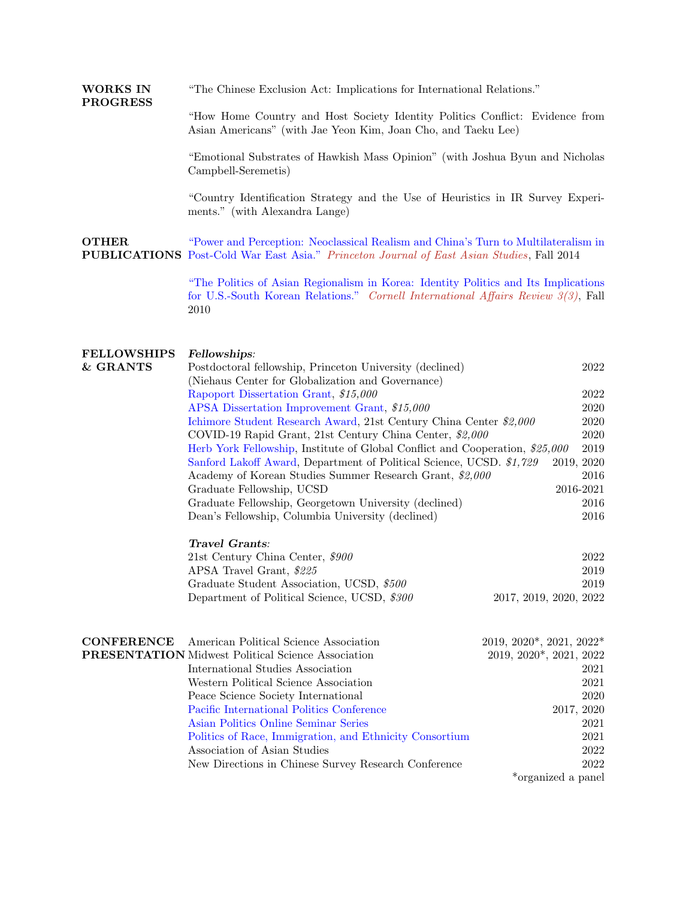## WORKS IN PROGRESS

"The Chinese Exclusion Act: Implications for International Relations."

"How Home Country and Host Society Identity Politics Conflict: Evidence from Asian Americans" (with Jae Yeon Kim, Joan Cho, and Taeku Lee)

"Emotional Substrates of Hawkish Mass Opinion" (with Joshua Byun and Nicholas Campbell-Seremetis)

"Country Identification Strategy and the Use of Heuristics in IR Survey Experiments." (with Alexandra Lange)

## OTHER PUBLICATIONS

"Power and Perception: Neoclassical Realism and China's Turn to Multilateralism in Post-Cold War East Asia." *Princeton Journal of East Asian Studies*, Fall 2014

"The Politics of Asian Regionalism in Korea: Identity Politics and Its Implications for U.S.-South Korean Relations." *Cornell International Affairs Review 3(3)*, Fall 2010

## FELLOWSHIPS & GRANTS

***Fellowships:***

| | |
|---|---|
| Postdoctoral fellowship, Princeton University (declined) (Niehaus Center for Globalization and Governance) | 2022 |
| Rapoport Dissertation Grant, *$15,000* | 2022 |
| APSA Dissertation Improvement Grant, *$15,000* | 2020 |
| Ichimore Student Research Award, 21st Century China Center *$2,000* | 2020 |
| COVID-19 Rapid Grant, 21st Century China Center, *$2,000* | 2020 |
| Herb York Fellowship, Institute of Global Conflict and Cooperation, *$25,000* | 2019 |
| Sanford Lakoff Award, Department of Political Science, UCSD. *$1,729* | 2019, 2020 |
| Academy of Korean Studies Summer Research Grant, *$2,000* | 2016 |
| Graduate Fellowship, UCSD | 2016-2021 |
| Graduate Fellowship, Georgetown University (declined) | 2016 |
| Dean's Fellowship, Columbia University (declined) | 2016 |

***Travel Grants:***

| | |
|---|---|
| 21st Century China Center, *$900* | 2022 |
| APSA Travel Grant, *$225* | 2019 |
| Graduate Student Association, UCSD, *$500* | 2019 |
| Department of Political Science, UCSD, *$300* | 2017, 2019, 2020, 2022 |

## CONFERENCE PRESENTATION

| | |
|---|---|
| American Political Science Association | 2019, 2020*, 2021, 2022* |
| Midwest Political Science Association | 2019, 2020*, 2021, 2022 |
| International Studies Association | 2021 |
| Western Political Science Association | 2021 |
| Peace Science Society International | 2020 |
| Pacific International Politics Conference | 2017, 2020 |
| Asian Politics Online Seminar Series | 2021 |
| Politics of Race, Immigration, and Ethnicity Consortium | 2021 |
| Association of Asian Studies | 2022 |
| New Directions in Chinese Survey Research Conference | 2022 |

*organized a panel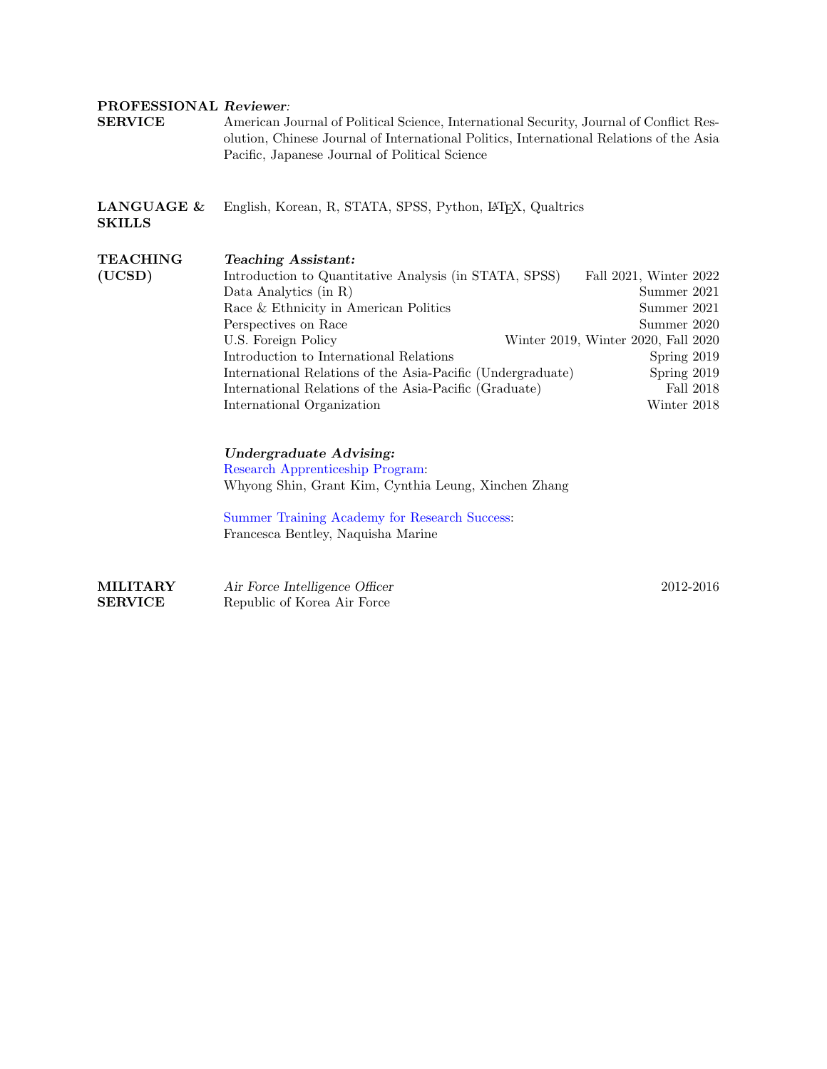## PROFESSIONAL SERVICE

***Reviewer:***

American Journal of Political Science, International Security, Journal of Conflict Resolution, Chinese Journal of International Politics, International Relations of the Asia Pacific, Japanese Journal of Political Science

## LANGUAGE & SKILLS

English, Korean, R, STATA, SPSS, Python, LaTeX, Qualtrics

## TEACHING (UCSD)

***Teaching Assistant:***

| | |
|---|---|
| Introduction to Quantitative Analysis (in STATA, SPSS) | Fall 2021, Winter 2022 |
| Data Analytics (in R) | Summer 2021 |
| Race & Ethnicity in American Politics | Summer 2021 |
| Perspectives on Race | Summer 2020 |
| U.S. Foreign Policy | Winter 2019, Winter 2020, Fall 2020 |
| Introduction to International Relations | Spring 2019 |
| International Relations of the Asia-Pacific (Undergraduate) | Spring 2019 |
| International Relations of the Asia-Pacific (Graduate) | Fall 2018 |
| International Organization | Winter 2018 |

***Undergraduate Advising:***

Research Apprenticeship Program:
Whyong Shin, Grant Kim, Cynthia Leung, Xinchen Zhang

Summer Training Academy for Research Success:
Francesca Bentley, Naquisha Marine

## MILITARY SERVICE

*Air Force Intelligence Officer* — 2012-2016
Republic of Korea Air Force